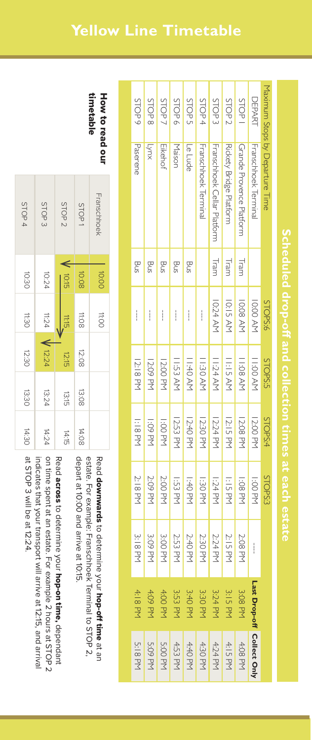# Yellow Line Timetable

## Scheduled drop-off and collection times at each estate

| Maximum Stops by Departure Time | | | STOPS:6 | STOPS:5 | STOPS:4 | STOPS:3 | | |
|---|---|---|---|---|---|---|---|---|
| DEPART | Franschhoek Terminal | | 10:00 AM | 11:00 AM | 12:00 PM | 1:00 PM | ---- | **Last Drop-off** | **Collect Only** |
| STOP 1 | Grande Provence Platform | Tram | 10:08 AM | 11:08 AM | 12:08 PM | 1:08 PM | 2:08 PM | 3:08 PM | 4:08 PM |
| STOP 2 | Rickety Bridge Platform | Tram | 10:15 AM | 11:15 AM | 12:15 PM | 1:15 PM | 2:15 PM | 3:15 PM | 4:15 PM |
| STOP 3 | Franschhoek Cellar Platform | Tram | 10:24 AM | 11:24 AM | 12:24 PM | 1:24 PM | 2:24 PM | 3:24 PM | 4:24 PM |
| STOP 4 | Franschhoek Terminal | | ---- | 11:30 AM | 12:30 PM | 1:30 PM | 2:30 PM | 3:30 PM | 4:30 PM |
| STOP 5 | Le Lude | Bus | ---- | 11:40 AM | 12:40 PM | 1:40 PM | 2:40 PM | 3:40 PM | 4:40 PM |
| STOP 6 | Maison | Bus | ---- | 11:53 AM | 12:53 PM | 1:53 PM | 2:53 PM | 3:53 PM | 4:53 PM |
| STOP 7 | Eikehof | Bus | ---- | 12:00 PM | 1:00 PM | 2:00 PM | 3:00 PM | 4:00 PM | 5:00 PM |
| STOP 8 | Lynx | Bus | ---- | 12:09 PM | 1:09 PM | 2:09 PM | 3:09 PM | 4:09 PM | 5:09 PM |
| STOP 9 | Paserene | Bus | ---- | 12:18 PM | 1:18 PM | 2:18 PM | 3:18 PM | 4:18 PM | 5:18 PM |

### How to read our timetable

| Franschhoek | 10:00 | 11:00 | | | |
|---|---|---|---|---|---|
| STOP 1 | 10:08 | 11:08 | 12:08 | 13:08 | 14:08 |
| STOP 2 | 10:15 | 11:15 | 12:15 | 13:15 | 14:15 |
| STOP 3 | 10:24 | 11:24 | 12:24 | 13:24 | 14:24 |
| STOP 4 | 10:30 | 11:30 | 12:30 | 13:30 | 14:30 |

Read **downwards** to determine your **hop-off time** at an estate. For example: Franschhoek Terminal to STOP 2, depart at 10:00 and arrive at 10:15.

Read **across** to determine your **hop-on time**, dependant on time spent at an estate. For example 2 hours at STOP 2 indicates that your transport will arrive at 12:15, and arrival at STOP 3 will be at 12:24.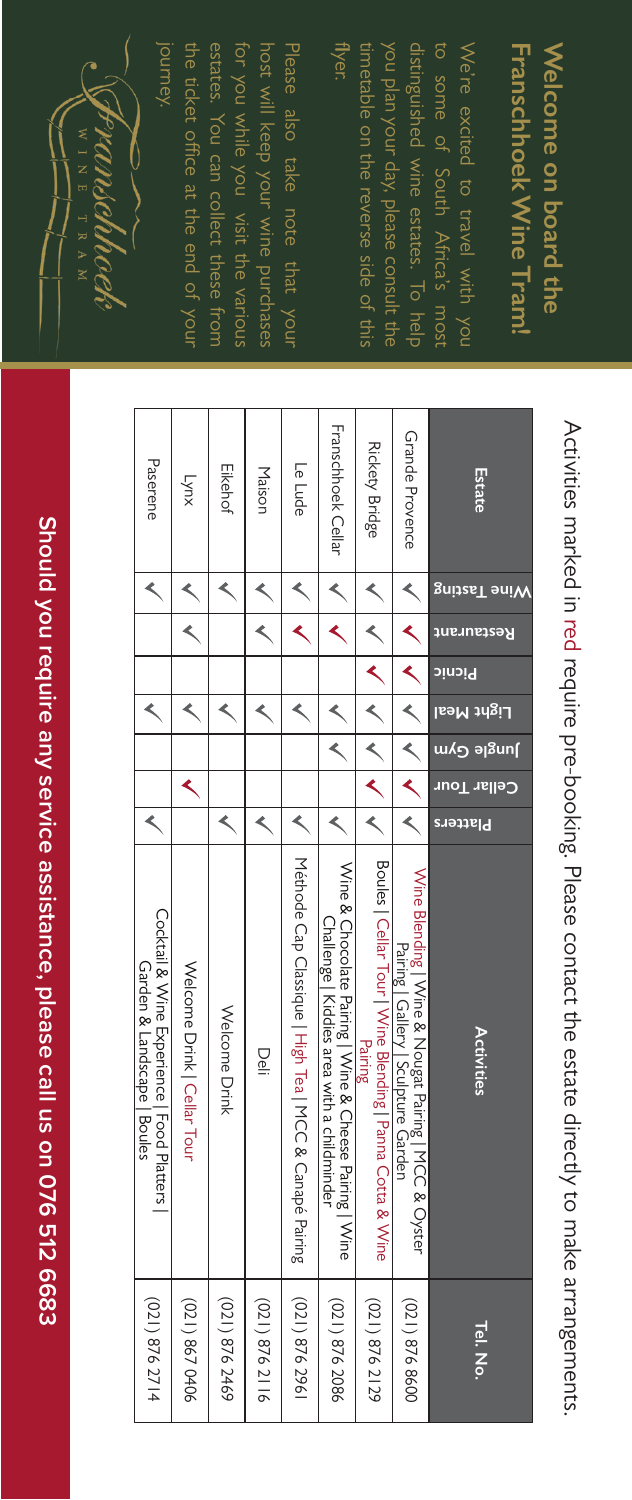# Welcome on board the Franschhoek Wine Tram!

We're excited to travel with you to some of South Africa's most distinguished wine estates. To help you plan your day, please consult the timetable on the reverse side of this flyer.

Please also take note that your host will keep your wine purchases for you while you visit the various estates. You can collect these from the ticket office at the end of your journey.

Franschhoek WINE TRAM

Activities marked in red require pre-booking. Please contact the estate directly to make arrangements.

| Estate | Wine Tasting | Restaurant | Picnic | Light Meal | Jungle Gym | Cellar Tour | Platters | Activities | Tel. No. |
|---|---|---|---|---|---|---|---|---|---|
| Grande Provence | ✓ | ✓ | ✓ | ✓ | ✓ | ✓ | ✓ | Wine Blending \| Wine & Nougat Pairing \| MCC & Oyster Pairing \| Gallery \| Sculpture Garden | (021) 876 8600 |
| Rickety Bridge | ✓ | ✓ | ✓ | ✓ | ✓ | ✓ | ✓ | Boules \| Cellar Tour \| Wine Blending \| Panna Cotta & Wine Pairing | (021) 876 2129 |
| Franschhoek Cellar | ✓ | ✓ | | ✓ | ✓ | | ✓ | Wine & Chocolate Pairing \| Wine & Cheese Pairing \| Wine Challenge \| Kiddies area with a childminder | (021) 876 2086 |
| Le Lude | ✓ | ✓ | | ✓ | | | ✓ | Méthode Cap Classique \| High Tea \| MCC & Canapé Pairing | (021) 876 2961 |
| Maison | ✓ | ✓ | | ✓ | | | ✓ | Deli | (021) 876 2116 |
| Eikehof | ✓ | | | ✓ | | | ✓ | Welcome Drink | (021) 876 2469 |
| Lynx | ✓ | ✓ | | ✓ | | ✓ | | Welcome Drink \| Cellar Tour | (021) 867 0406 |
| Paserene | ✓ | | | ✓ | | | ✓ | Cocktail & Wine Experience \| Food Platters \| Garden & Landscape \| Boules | (021) 876 2714 |

**Should you require any service assistance, please call us on 076 512 6683**